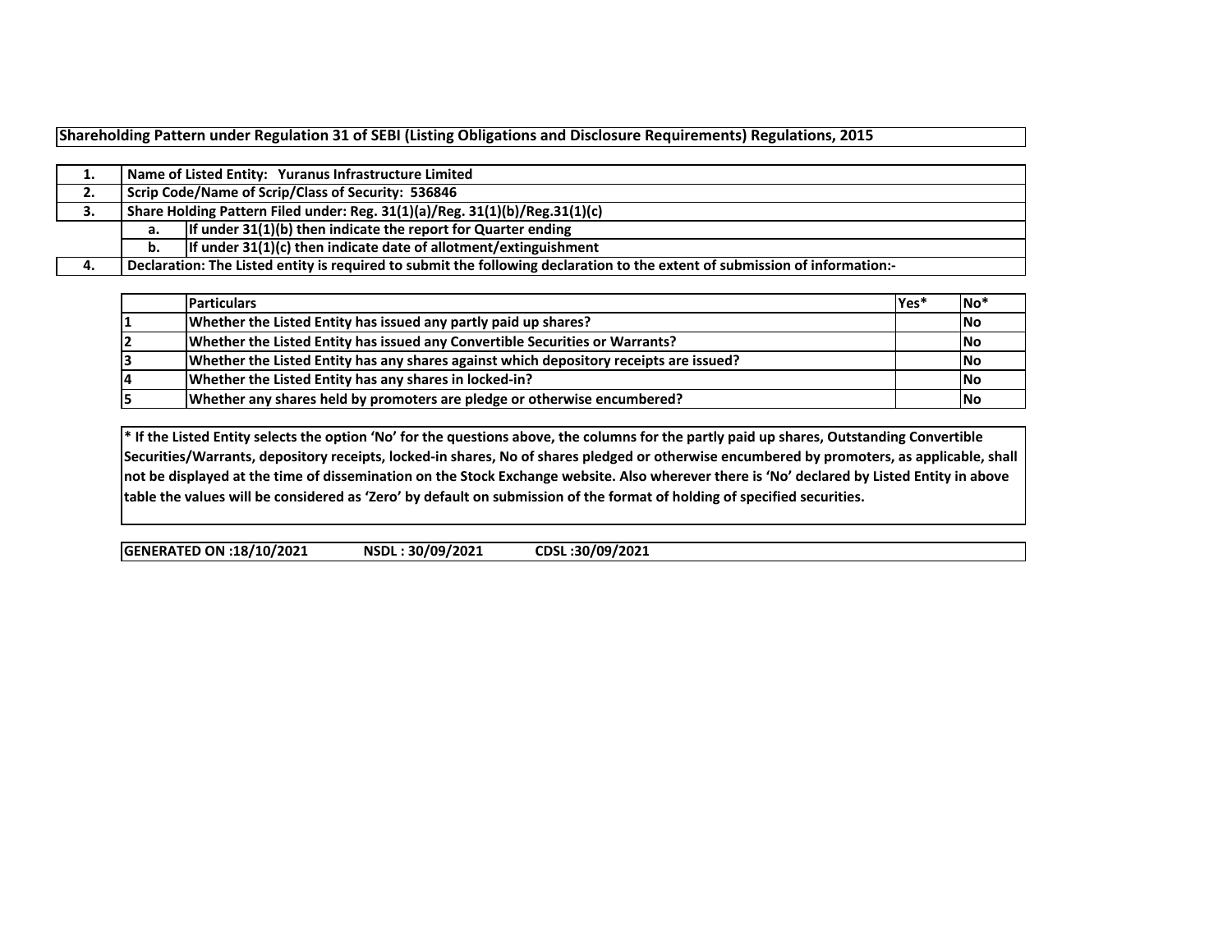**Shareholding Pattern under Regulation 31 of SEBI (Listing Obligations and Disclosure Requirements) Regulations, 2015**

| | | |
|---|---|---|
| 1. | Name of Listed Entity: Yuranus Infrastructure Limited | |
| 2. | Scrip Code/Name of Scrip/Class of Security: 536846 | |
| 3. | Share Holding Pattern Filed under: Reg. 31(1)(a)/Reg. 31(1)(b)/Reg.31(1)(c) | |
| | a. | If under 31(1)(b) then indicate the report for Quarter ending |
| | b. | If under 31(1)(c) then indicate date of allotment/extinguishment |
| 4. | Declaration: The Listed entity is required to submit the following declaration to the extent of submission of information:- | |

| | Particulars | Yes* | No* |
|---|---|---|---|
| 1 | Whether the Listed Entity has issued any partly paid up shares? | | No |
| 2 | Whether the Listed Entity has issued any Convertible Securities or Warrants? | | No |
| 3 | Whether the Listed Entity has any shares against which depository receipts are issued? | | No |
| 4 | Whether the Listed Entity has any shares in locked-in? | | No |
| 5 | Whether any shares held by promoters are pledge or otherwise encumbered? | | No |

**\* If the Listed Entity selects the option 'No' for the questions above, the columns for the partly paid up shares, Outstanding Convertible Securities/Warrants, depository receipts, locked-in shares, No of shares pledged or otherwise encumbered by promoters, as applicable, shall not be displayed at the time of dissemination on the Stock Exchange website. Also wherever there is 'No' declared by Listed Entity in above table the values will be considered as 'Zero' by default on submission of the format of holding of specified securities.**

**GENERATED ON :18/10/2021 NSDL : 30/09/2021 CDSL :30/09/2021**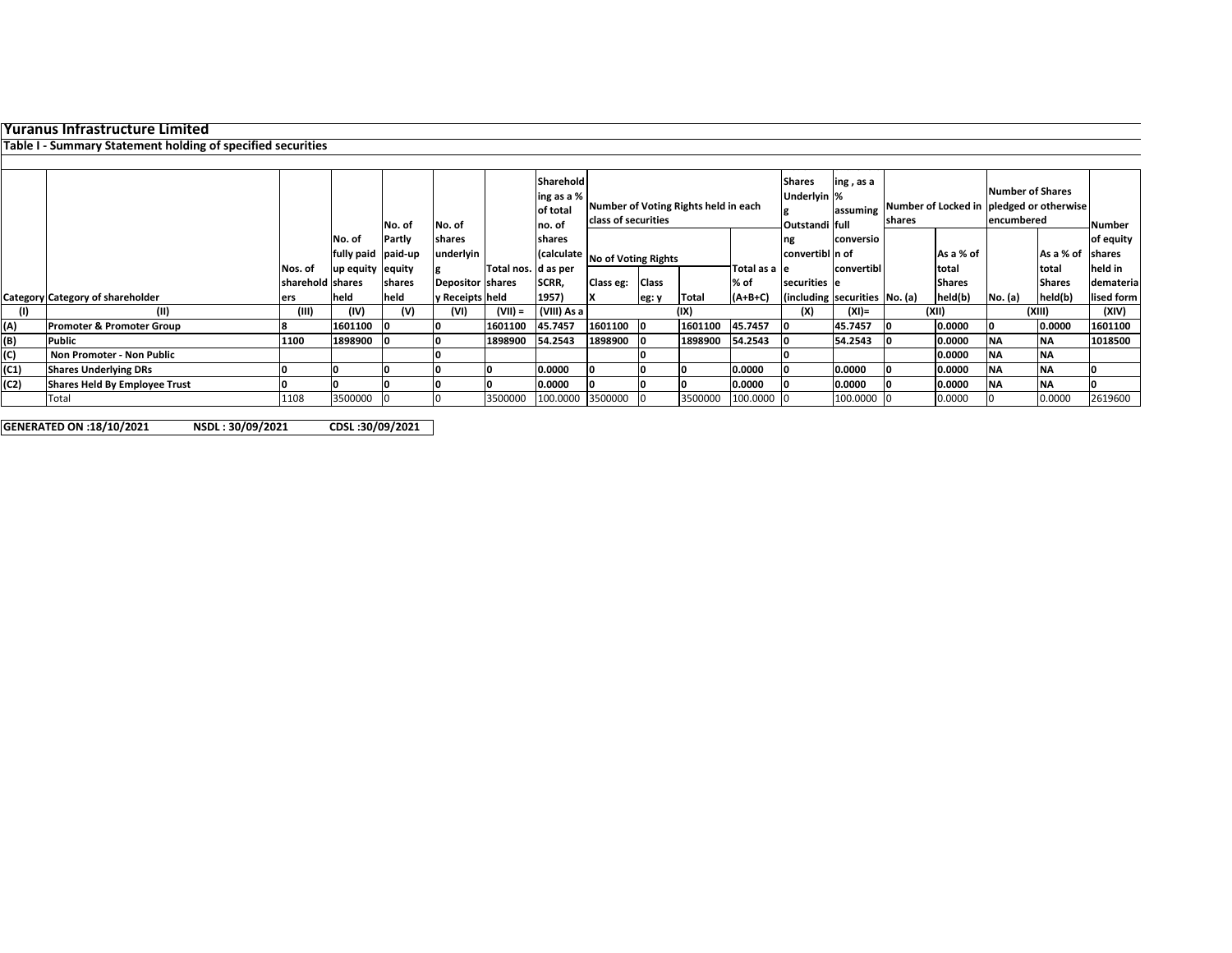# Yuranus Infrastructure Limited

## Table I - Summary Statement holding of specified securities

| Category | Category of shareholder | Nos. of shareholders | No. of fully paid up equity shares held | No. of Partly paid-up equity shares held | No. of shares underlying Depository Receipts | Total nos. shares held | Shareholding as a % of total no. of shares (calculated as per SCRR, 1957) | Number of Voting Rights held in each class of securities | | | | Shares Underlying Outstanding convertible securities (including | Shareholding , as a % assuming full conversion of convertible securities | Number of Locked in shares | | Number of Shares pledged or otherwise encumbered | | Number of equity shares held in dematerialised form |
|---|---|---|---|---|---|---|---|---|---|---|---|---|---|---|---|---|---|---|
| | | | | | | | | No of Voting Rights | | | Total as a % of (A+B+C) | | | No. (a) | As a % of total Shares held(b) | No. (a) | As a % of total Shares held(b) | |
| | | | | | | | | Class eg: X | Class eg: y | Total | | | | | | | | |
| (I) | (II) | (III) | (IV) | (V) | (VI) | (VII) = | (VIII) As a | (IX) | | | | (X) | (XI)= | (XII) | | (XIII) | | (XIV) |
| **(A)** | **Promoter & Promoter Group** | **8** | **1601100** | **0** | **0** | **1601100** | **45.7457** | **1601100** | **0** | **1601100** | **45.7457** | **0** | **45.7457** | **0** | **0.0000** | **0** | **0.0000** | **1601100** |
| **(B)** | **Public** | **1100** | **1898900** | **0** | **0** | **1898900** | **54.2543** | **1898900** | **0** | **1898900** | **54.2543** | **0** | **54.2543** | **0** | **0.0000** | **NA** | **NA** | **1018500** |
| **(C)** | **Non Promoter - Non Public** | | | | **0** | | | | **0** | | | **0** | | | **0.0000** | **NA** | **NA** | |
| **(C1)** | **Shares Underlying DRs** | **0** | **0** | **0** | **0** | **0** | **0.0000** | **0** | **0** | **0** | **0.0000** | **0** | **0.0000** | **0** | **0.0000** | **NA** | **NA** | **0** |
| **(C2)** | **Shares Held By Employee Trust** | **0** | **0** | **0** | **0** | **0** | **0.0000** | **0** | **0** | **0** | **0.0000** | **0** | **0.0000** | **0** | **0.0000** | **NA** | **NA** | **0** |
| | Total | 1108 | 3500000 | 0 | 0 | 3500000 | 100.0000 | 3500000 | 0 | 3500000 | 100.0000 | 0 | 100.0000 | 0 | 0.0000 | 0 | 0.0000 | 2619600 |

**GENERATED ON :18/10/2021 NSDL : 30/09/2021 CDSL :30/09/2021**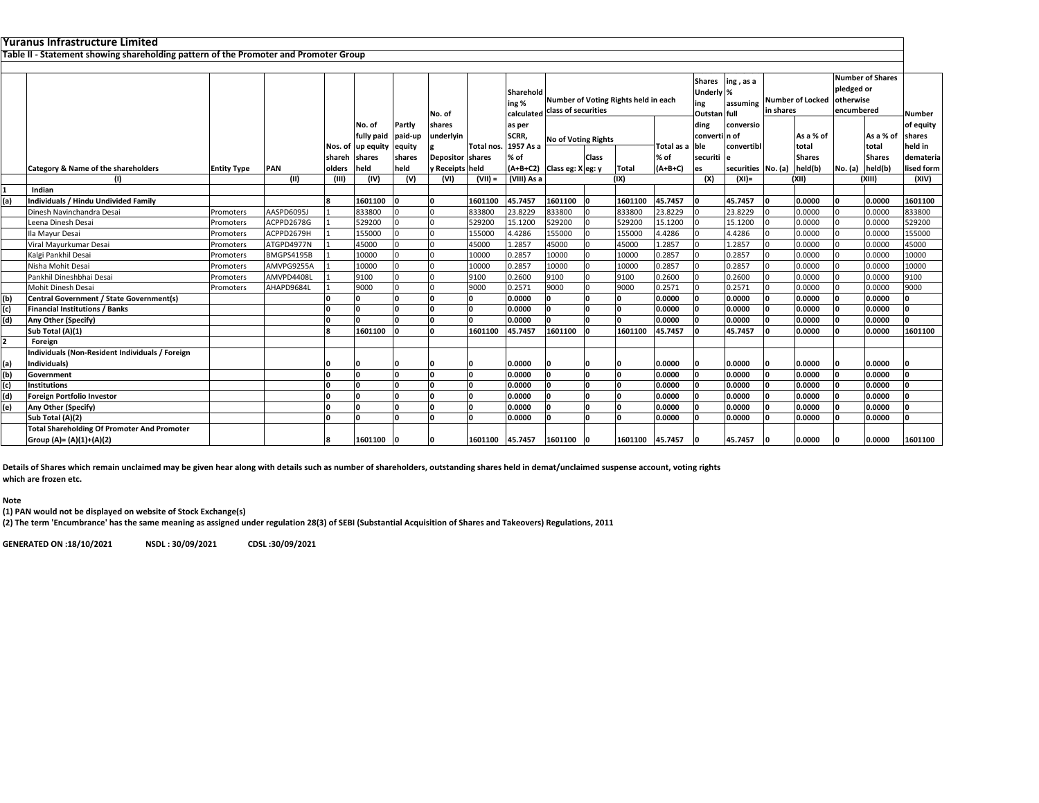## Yuranus Infrastructure Limited

### Table II - Statement showing shareholding pattern of the Promoter and Promoter Group

| | Category & Name of the shareholders | Entity Type | PAN | Nos. of shareholders | No. of fully paid up equity shares held | Partly paid-up equity shares held | No. of shares underlying Depository Receipts | Total nos. shares held | Shareholding % calculated as per SCRR, 1957 As a % of (A+B+C2) | Number of Voting Rights held in each class of securities | | | | Shares Underlying Outstanding convertible securities | Shareholding , as a % assuming full conversion of convertible securities | Number of Locked in shares | | Number of Shares pledged or otherwise encumbered | | Number of equity shares held in dematerialised form |
|---|---|---|---|---|---|---|---|---|---|---|---|---|---|---|---|---|---|---|---|---|
| | | | | | | | | | | No of Voting Rights | | | Total as a % of (A+B+C) | | | No. (a) | As a % of total Shares held(b) | No. (a) | As a % of total Shares held(b) | |
| | | | | | | | | | | Class eg: X | Class eg: y | Total | | | | | | | | |
| | (I) | | (II) | (III) | (IV) | (V) | (VI) | (VII) = | (VIII) As a | (IX) | | | | (X) | (XI)= | (XII) | | (XIII) | | (XIV) |
| 1 | **Indian** | | | | | | | | | | | | | | | | | | | |
| (a) | **Individuals / Hindu Undivided Family** | | | **8** | **1601100** | **0** | **0** | **1601100** | **45.7457** | **1601100** | **0** | **1601100** | **45.7457** | **0** | **45.7457** | **0** | **0.0000** | **0** | **0.0000** | **1601100** |
| | Dinesh Navinchandra Desai | Promoters | AASPD6095J | 1 | 833800 | 0 | 0 | 833800 | 23.8229 | 833800 | 0 | 833800 | 23.8229 | 0 | 23.8229 | 0 | 0.0000 | 0 | 0.0000 | 833800 |
| | Leena Dinesh Desai | Promoters | ACPPD2678G | 1 | 529200 | 0 | 0 | 529200 | 15.1200 | 529200 | 0 | 529200 | 15.1200 | 0 | 15.1200 | 0 | 0.0000 | 0 | 0.0000 | 529200 |
| | Ila Mayur Desai | Promoters | ACPPD2679H | 1 | 155000 | 0 | 0 | 155000 | 4.4286 | 155000 | 0 | 155000 | 4.4286 | 0 | 4.4286 | 0 | 0.0000 | 0 | 0.0000 | 155000 |
| | Viral Mayurkumar Desai | Promoters | ATGPD4977N | 1 | 45000 | 0 | 0 | 45000 | 1.2857 | 45000 | 0 | 45000 | 1.2857 | 0 | 1.2857 | 0 | 0.0000 | 0 | 0.0000 | 45000 |
| | Kalgi Pankhil Desai | Promoters | BMGPS4195B | 1 | 10000 | 0 | 0 | 10000 | 0.2857 | 10000 | 0 | 10000 | 0.2857 | 0 | 0.2857 | 0 | 0.0000 | 0 | 0.0000 | 10000 |
| | Nisha Mohit Desai | Promoters | AMVPG9255A | 1 | 10000 | 0 | 0 | 10000 | 0.2857 | 10000 | 0 | 10000 | 0.2857 | 0 | 0.2857 | 0 | 0.0000 | 0 | 0.0000 | 10000 |
| | Pankhil Dineshbhai Desai | Promoters | AMVPD4408L | 1 | 9100 | 0 | 0 | 9100 | 0.2600 | 9100 | 0 | 9100 | 0.2600 | 0 | 0.2600 | 0 | 0.0000 | 0 | 0.0000 | 9100 |
| | Mohit Dinesh Desai | Promoters | AHAPD9684L | 1 | 9000 | 0 | 0 | 9000 | 0.2571 | 9000 | 0 | 9000 | 0.2571 | 0 | 0.2571 | 0 | 0.0000 | 0 | 0.0000 | 9000 |
| (b) | **Central Government / State Government(s)** | | | **0** | **0** | **0** | **0** | **0** | **0.0000** | **0** | **0** | **0** | **0.0000** | **0** | **0.0000** | **0** | **0.0000** | **0** | **0.0000** | **0** |
| (c) | **Financial Institutions / Banks** | | | **0** | **0** | **0** | **0** | **0** | **0.0000** | **0** | **0** | **0** | **0.0000** | **0** | **0.0000** | **0** | **0.0000** | **0** | **0.0000** | **0** |
| (d) | **Any Other (Specify)** | | | **0** | **0** | **0** | **0** | **0** | **0.0000** | **0** | **0** | **0** | **0.0000** | **0** | **0.0000** | **0** | **0.0000** | **0** | **0.0000** | **0** |
| | **Sub Total (A)(1)** | | | **8** | **1601100** | **0** | **0** | **1601100** | **45.7457** | **1601100** | **0** | **1601100** | **45.7457** | **0** | **45.7457** | **0** | **0.0000** | **0** | **0.0000** | **1601100** |
| 2 | **Foreign** | | | | | | | | | | | | | | | | | | | |
| (a) | **Individuals (Non-Resident Individuals / Foreign Individuals)** | | | **0** | **0** | **0** | **0** | **0** | **0.0000** | **0** | **0** | **0** | **0.0000** | **0** | **0.0000** | **0** | **0.0000** | **0** | **0.0000** | **0** |
| (b) | **Government** | | | **0** | **0** | **0** | **0** | **0** | **0.0000** | **0** | **0** | **0** | **0.0000** | **0** | **0.0000** | **0** | **0.0000** | **0** | **0.0000** | **0** |
| (c) | **Institutions** | | | **0** | **0** | **0** | **0** | **0** | **0.0000** | **0** | **0** | **0** | **0.0000** | **0** | **0.0000** | **0** | **0.0000** | **0** | **0.0000** | **0** |
| (d) | **Foreign Portfolio Investor** | | | **0** | **0** | **0** | **0** | **0** | **0.0000** | **0** | **0** | **0** | **0.0000** | **0** | **0.0000** | **0** | **0.0000** | **0** | **0.0000** | **0** |
| (e) | **Any Other (Specify)** | | | **0** | **0** | **0** | **0** | **0** | **0.0000** | **0** | **0** | **0** | **0.0000** | **0** | **0.0000** | **0** | **0.0000** | **0** | **0.0000** | **0** |
| | **Sub Total (A)(2)** | | | **0** | **0** | **0** | **0** | **0** | **0.0000** | **0** | **0** | **0** | **0.0000** | **0** | **0.0000** | **0** | **0.0000** | **0** | **0.0000** | **0** |
| | **Total Shareholding Of Promoter And Promoter Group (A)= (A)(1)+(A)(2)** | | | **8** | **1601100** | **0** | **0** | **1601100** | **45.7457** | **1601100** | **0** | **1601100** | **45.7457** | **0** | **45.7457** | **0** | **0.0000** | **0** | **0.0000** | **1601100** |

**Details of Shares which remain unclaimed may be given hear along with details such as number of shareholders, outstanding shares held in demat/unclaimed suspense account, voting rights which are frozen etc.**

**Note**

**(1) PAN would not be displayed on website of Stock Exchange(s)**

**(2) The term 'Encumbrance' has the same meaning as assigned under regulation 28(3) of SEBI (Substantial Acquisition of Shares and Takeovers) Regulations, 2011**

**GENERATED ON :18/10/2021 NSDL : 30/09/2021 CDSL :30/09/2021**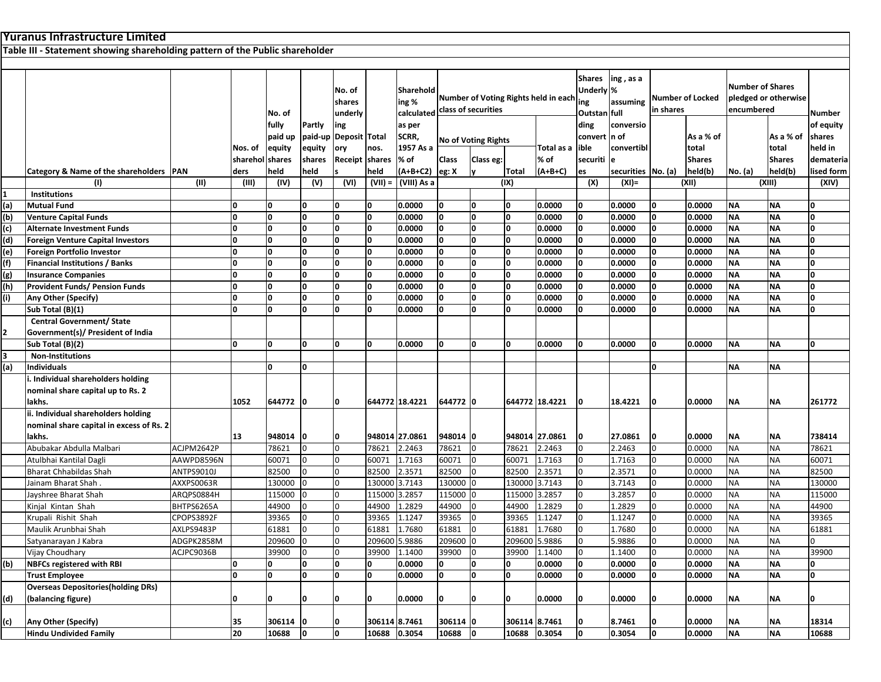# Yuranus Infrastructure Limited

## Table III - Statement showing shareholding pattern of the Public shareholder

| | Category & Name of the shareholders | PAN | Nos. of shareholders | No. of fully paid up equity shares held | Partly paid-up equity shares held | No. of shares underlying Depository Receipts | Total nos. shares held | Shareholding % calculated as per SCRR, 1957 As a % of (A+B+C2) | Number of Voting Rights held in each class of securities | | | | No. of Shares Underlying Outstanding convertible securities | Shareholding , as a % assuming full conversion of convertible securities | Number of Locked in shares | | Number of Shares pledged or otherwise encumbered | | Number of equity shares held in dematerialised form |
|---|---|---|---|---|---|---|---|---|---|---|---|---|---|---|---|---|---|---|---|
| | | | | | | | | | No of Voting Rights | | | Total as a % of (A+B+C) | | | No. (a) | As a % of total Shares held(b) | No. (a) | As a % of total Shares held(b) | |
| | | | | | | | | | Class eg: X | Class eg: y | Total | | | | | | | | |
| | (I) | (II) | (III) | (IV) | (V) | (VI) | (VII) = | (VIII) As a | (IX) | | | | (X) | (XI)= | (XII) | | (XIII) | | (XIV) |
| 1 | **Institutions** | | | | | | | | | | | | | | | | | | |
| (a) | **Mutual Fund** | | 0 | 0 | 0 | 0 | 0 | 0.0000 | 0 | 0 | 0 | 0.0000 | 0 | 0.0000 | 0 | 0.0000 | NA | NA | 0 |
| (b) | **Venture Capital Funds** | | 0 | 0 | 0 | 0 | 0 | 0.0000 | 0 | 0 | 0 | 0.0000 | 0 | 0.0000 | 0 | 0.0000 | NA | NA | 0 |
| (c) | **Alternate Investment Funds** | | 0 | 0 | 0 | 0 | 0 | 0.0000 | 0 | 0 | 0 | 0.0000 | 0 | 0.0000 | 0 | 0.0000 | NA | NA | 0 |
| (d) | **Foreign Venture Capital Investors** | | 0 | 0 | 0 | 0 | 0 | 0.0000 | 0 | 0 | 0 | 0.0000 | 0 | 0.0000 | 0 | 0.0000 | NA | NA | 0 |
| (e) | **Foreign Portfolio Investor** | | 0 | 0 | 0 | 0 | 0 | 0.0000 | 0 | 0 | 0 | 0.0000 | 0 | 0.0000 | 0 | 0.0000 | NA | NA | 0 |
| (f) | **Financial Institutions / Banks** | | 0 | 0 | 0 | 0 | 0 | 0.0000 | 0 | 0 | 0 | 0.0000 | 0 | 0.0000 | 0 | 0.0000 | NA | NA | 0 |
| (g) | **Insurance Companies** | | 0 | 0 | 0 | 0 | 0 | 0.0000 | 0 | 0 | 0 | 0.0000 | 0 | 0.0000 | 0 | 0.0000 | NA | NA | 0 |
| (h) | **Provident Funds/ Pension Funds** | | 0 | 0 | 0 | 0 | 0 | 0.0000 | 0 | 0 | 0 | 0.0000 | 0 | 0.0000 | 0 | 0.0000 | NA | NA | 0 |
| (i) | **Any Other (Specify)** | | 0 | 0 | 0 | 0 | 0 | 0.0000 | 0 | 0 | 0 | 0.0000 | 0 | 0.0000 | 0 | 0.0000 | NA | NA | 0 |
| | **Sub Total (B)(1)** | | 0 | 0 | 0 | 0 | 0 | 0.0000 | 0 | 0 | 0 | 0.0000 | 0 | 0.0000 | 0 | 0.0000 | NA | NA | 0 |
| 2 | **Central Government/ State Government(s)/ President of India** | | | | | | | | | | | | | | | | | | |
| | **Sub Total (B)(2)** | | 0 | 0 | 0 | 0 | 0 | 0.0000 | 0 | 0 | 0 | 0.0000 | 0 | 0.0000 | 0 | 0.0000 | NA | NA | 0 |
| 3 | **Non-Institutions** | | | | | | | | | | | | | | | | | | |
| (a) | **Individuals** | | | 0 | 0 | | | | | | | | | | 0 | | NA | NA | |
| | **i. Individual shareholders holding nominal share capital up to Rs. 2 lakhs.** | | 1052 | 644772 | 0 | 0 | 644772 | 18.4221 | 644772 | 0 | 644772 | 18.4221 | 0 | 18.4221 | 0 | 0.0000 | NA | NA | 261772 |
| | **ii. Individual shareholders holding nominal share capital in excess of Rs. 2 lakhs.** | | 13 | 948014 | 0 | 0 | 948014 | 27.0861 | 948014 | 0 | 948014 | 27.0861 | 0 | 27.0861 | 0 | 0.0000 | NA | NA | 738414 |
| | Abubakar Abdulla Malbari | ACJPM2642P | | 78621 | 0 | 0 | 78621 | 2.2463 | 78621 | 0 | 78621 | 2.2463 | 0 | 2.2463 | 0 | 0.0000 | NA | NA | 78621 |
| | Atulbhai Kantilal Dagli | AAWPD8596N | | 60071 | 0 | 0 | 60071 | 1.7163 | 60071 | 0 | 60071 | 1.7163 | 0 | 1.7163 | 0 | 0.0000 | NA | NA | 60071 |
| | Bharat Chhabildas Shah | ANTPS9010J | | 82500 | 0 | 0 | 82500 | 2.3571 | 82500 | 0 | 82500 | 2.3571 | 0 | 2.3571 | 0 | 0.0000 | NA | NA | 82500 |
| | Jainam Bharat Shah . | AXXPS0063R | | 130000 | 0 | 0 | 130000 | 3.7143 | 130000 | 0 | 130000 | 3.7143 | 0 | 3.7143 | 0 | 0.0000 | NA | NA | 130000 |
| | Jayshree Bharat Shah | ARQPS0884H | | 115000 | 0 | 0 | 115000 | 3.2857 | 115000 | 0 | 115000 | 3.2857 | 0 | 3.2857 | 0 | 0.0000 | NA | NA | 115000 |
| | Kinjal Kintan Shah | BHTPS6265A | | 44900 | 0 | 0 | 44900 | 1.2829 | 44900 | 0 | 44900 | 1.2829 | 0 | 1.2829 | 0 | 0.0000 | NA | NA | 44900 |
| | Krupali Rishit Shah | CPOPS3892F | | 39365 | 0 | 0 | 39365 | 1.1247 | 39365 | 0 | 39365 | 1.1247 | 0 | 1.1247 | 0 | 0.0000 | NA | NA | 39365 |
| | Maulik Arunbhai Shah | AXLPS9483P | | 61881 | 0 | 0 | 61881 | 1.7680 | 61881 | 0 | 61881 | 1.7680 | 0 | 1.7680 | 0 | 0.0000 | NA | NA | 61881 |
| | Satyanarayan J Kabra | ADGPK2858M | | 209600 | 0 | 0 | 209600 | 5.9886 | 209600 | 0 | 209600 | 5.9886 | 0 | 5.9886 | 0 | 0.0000 | NA | NA | 0 |
| | Vijay Choudhary | ACJPC9036B | | 39900 | 0 | 0 | 39900 | 1.1400 | 39900 | 0 | 39900 | 1.1400 | 0 | 1.1400 | 0 | 0.0000 | NA | NA | 39900 |
| (b) | **NBFCs registered with RBI** | | 0 | 0 | 0 | 0 | 0 | 0.0000 | 0 | 0 | 0 | 0.0000 | 0 | 0.0000 | 0 | 0.0000 | NA | NA | 0 |
| | **Trust Employee** | | 0 | 0 | 0 | 0 | 0 | 0.0000 | 0 | 0 | 0 | 0.0000 | 0 | 0.0000 | 0 | 0.0000 | NA | NA | 0 |
| (d) | **Overseas Depositories(holding DRs) (balancing figure)** | | 0 | 0 | 0 | 0 | 0 | 0.0000 | 0 | 0 | 0 | 0.0000 | 0 | 0.0000 | 0 | 0.0000 | NA | NA | 0 |
| (c) | **Any Other (Specify)** | | 35 | 306114 | 0 | 0 | 306114 | 8.7461 | 306114 | 0 | 306114 | 8.7461 | 0 | 8.7461 | 0 | 0.0000 | NA | NA | 18314 |
| | **Hindu Undivided Family** | | 20 | 10688 | 0 | 0 | 10688 | 0.3054 | 10688 | 0 | 10688 | 0.3054 | 0 | 0.3054 | 0 | 0.0000 | NA | NA | 10688 |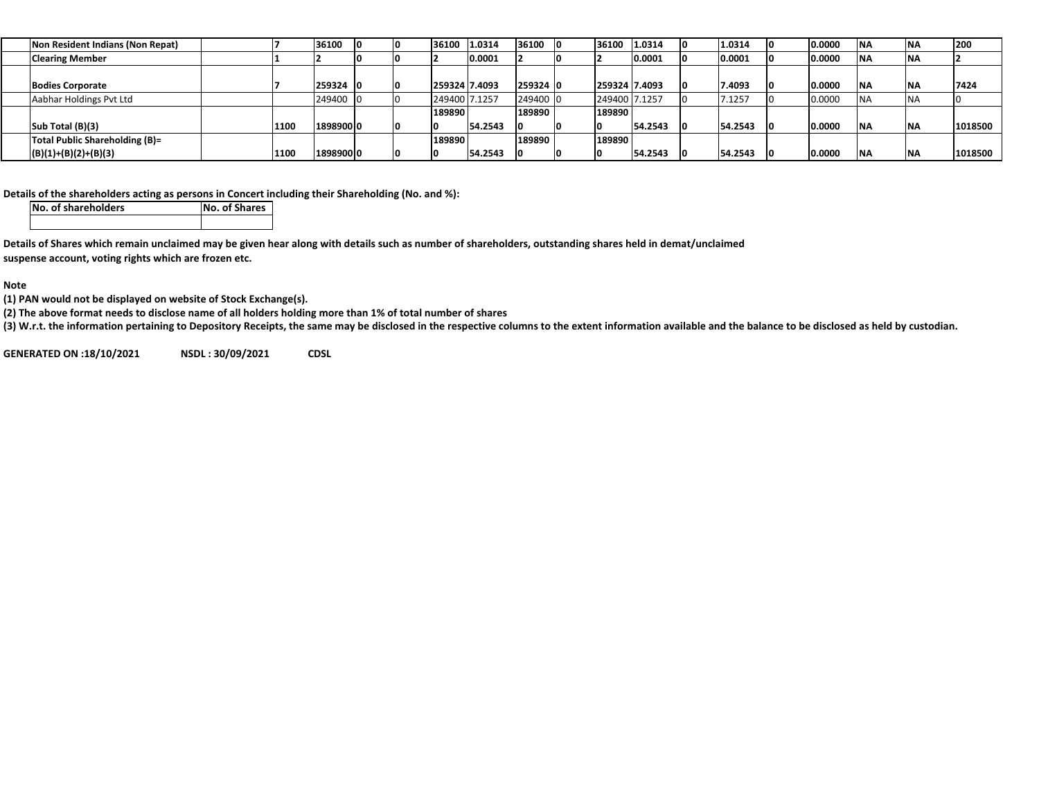| | | | | | | | | | | | | | | | | | | | |
|---|---|---|---|---|---|---|---|---|---|---|---|---|---|---|---|---|---|---|---|
| | **Non Resident Indians (Non Repat)** | | **7** | **36100** | **0** | **0** | **36100** | **1.0314** | **36100** | **0** | **36100** | **1.0314** | **0** | **1.0314** | **0** | **0.0000** | **NA** | **NA** | **200** |
| | **Clearing Member** | | **1** | **2** | **0** | **0** | **2** | **0.0001** | **2** | **0** | **2** | **0.0001** | **0** | **0.0001** | **0** | **0.0000** | **NA** | **NA** | **2** |
| | **Bodies Corporate** | | **7** | **259324** | **0** | **0** | **259324** | **7.4093** | **259324** | **0** | **259324** | **7.4093** | **0** | **7.4093** | **0** | **0.0000** | **NA** | **NA** | **7424** |
| | Aabhar Holdings Pvt Ltd | | | 249400 | 0 | 0 | 249400 | 7.1257 | 249400 | 0 | 249400 | 7.1257 | 0 | 7.1257 | 0 | 0.0000 | NA | NA | 0 |
| | **Sub Total (B)(3)** | | **1100** | **1898900** | **0** | **0** | **1898900** | **54.2543** | **1898900** | **0** | **1898900** | **54.2543** | **0** | **54.2543** | **0** | **0.0000** | **NA** | **NA** | **1018500** |
| | **Total Public Shareholding (B)= (B)(1)+(B)(2)+(B)(3)** | | **1100** | **1898900** | **0** | **0** | **1898900** | **54.2543** | **1898900** | **0** | **1898900** | **54.2543** | **0** | **54.2543** | **0** | **0.0000** | **NA** | **NA** | **1018500** |

**Details of the shareholders acting as persons in Concert including their Shareholding (No. and %):**

| No. of shareholders | No. of Shares |
|---|---|
| | |

**Details of Shares which remain unclaimed may be given hear along with details such as number of shareholders, outstanding shares held in demat/unclaimed suspense account, voting rights which are frozen etc.**

**Note**

**(1) PAN would not be displayed on website of Stock Exchange(s).**

**(2) The above format needs to disclose name of all holders holding more than 1% of total number of shares**

**(3) W.r.t. the information pertaining to Depository Receipts, the same may be disclosed in the respective columns to the extent information available and the balance to be disclosed as held by custodian.**

**GENERATED ON :18/10/2021 NSDL : 30/09/2021 CDSL**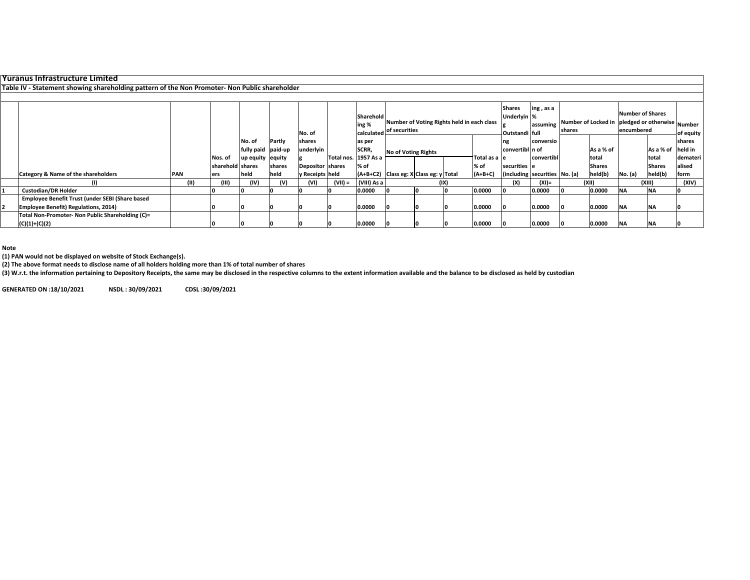## Yuranus Infrastructure Limited

### Table IV - Statement showing shareholding pattern of the Non Promoter- Non Public shareholder

| | Category & Name of the shareholders | PAN | Nos. of shareholders | No. of fully paid up equity shares held | Partly paid-up equity shares held | No. of shares underlying Depository Receipts | Total nos. shares held | Shareholding % calculated as per SCRR, 1957 As a % of (A+B+C2) | Number of Voting Rights held in each class of securities | | | | Shares Underlying Outstanding convertible securities (including | ing , as a % assuming full conversion of convertible securities | Number of Locked in shares | | Number of Shares pledged or otherwise encumbered | | Number of equity shares held in dematerialised form |
|---|---|---|---|---|---|---|---|---|---|---|---|---|---|---|---|---|---|---|---|
| | | | | | | | | | No of Voting Rights | | | Total as a % of (A+B+C) | | | No. (a) | As a % of total Shares held(b) | No. (a) | As a % of total Shares held(b) | |
| | | | | | | | | | Class eg: X | Class eg: y | Total | | | | | | | | |
| | (I) | (II) | (III) | (IV) | (V) | (VI) | (VII) = | (VIII) As a | (IX) | | | | (X) | (XI)= | (XII) | | (XIII) | | (XIV) |
| 1 | Custodian/DR Holder | | 0 | 0 | 0 | 0 | 0 | 0.0000 | 0 | 0 | 0 | 0.0000 | 0 | 0.0000 | 0 | 0.0000 | NA | NA | 0 |
| 2 | Employee Benefit Trust (under SEBI (Share based Employee Benefit) Regulations, 2014) | | 0 | 0 | 0 | 0 | 0 | 0.0000 | 0 | 0 | 0 | 0.0000 | 0 | 0.0000 | 0 | 0.0000 | NA | NA | 0 |
| | Total Non-Promoter- Non Public Shareholding (C)= (C)(1)+(C)(2) | | 0 | 0 | 0 | 0 | 0 | 0.0000 | 0 | 0 | 0 | 0.0000 | 0 | 0.0000 | 0 | 0.0000 | NA | NA | 0 |

**Note**

**(1) PAN would not be displayed on website of Stock Exchange(s).**

**(2) The above format needs to disclose name of all holders holding more than 1% of total number of shares**

**(3) W.r.t. the information pertaining to Depository Receipts, the same may be disclosed in the respective columns to the extent information available and the balance to be disclosed as held by custodian.**

**GENERATED ON :18/10/2021 NSDL : 30/09/2021 CDSL :30/09/2021**